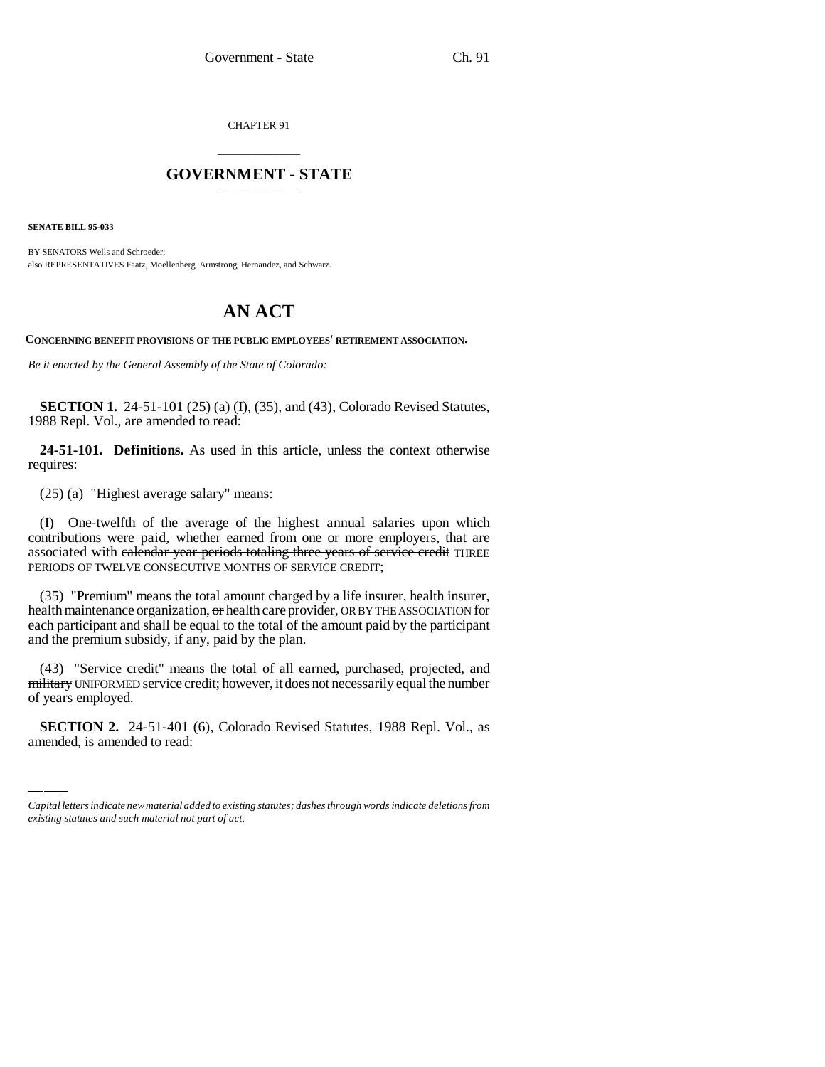CHAPTER 91

# GOVERNMENT - STATE

**SENATE BILL 95-033**

BY SENATORS Wells and Schroeder;
also REPRESENTATIVES Faatz, Moellenberg, Armstrong, Hernandez, and Schwarz.

# AN ACT

**CONCERNING BENEFIT PROVISIONS OF THE PUBLIC EMPLOYEES' RETIREMENT ASSOCIATION.**

*Be it enacted by the General Assembly of the State of Colorado:*

**SECTION 1.** 24-51-101 (25) (a) (I), (35), and (43), Colorado Revised Statutes, 1988 Repl. Vol., are amended to read:

**24-51-101. Definitions.** As used in this article, unless the context otherwise requires:

(25) (a) "Highest average salary" means:

(I) One-twelfth of the average of the highest annual salaries upon which contributions were paid, whether earned from one or more employers, that are associated with ~~calendar year periods totaling three years of service credit~~ THREE PERIODS OF TWELVE CONSECUTIVE MONTHS OF SERVICE CREDIT;

(35) "Premium" means the total amount charged by a life insurer, health insurer, health maintenance organization, ~~or~~ health care provider, OR BY THE ASSOCIATION for each participant and shall be equal to the total of the amount paid by the participant and the premium subsidy, if any, paid by the plan.

(43) "Service credit" means the total of all earned, purchased, projected, and ~~military~~ UNIFORMED service credit; however, it does not necessarily equal the number of years employed.

**SECTION 2.** 24-51-401 (6), Colorado Revised Statutes, 1988 Repl. Vol., as amended, is amended to read:

*Capital letters indicate new material added to existing statutes; dashes through words indicate deletions from existing statutes and such material not part of act.*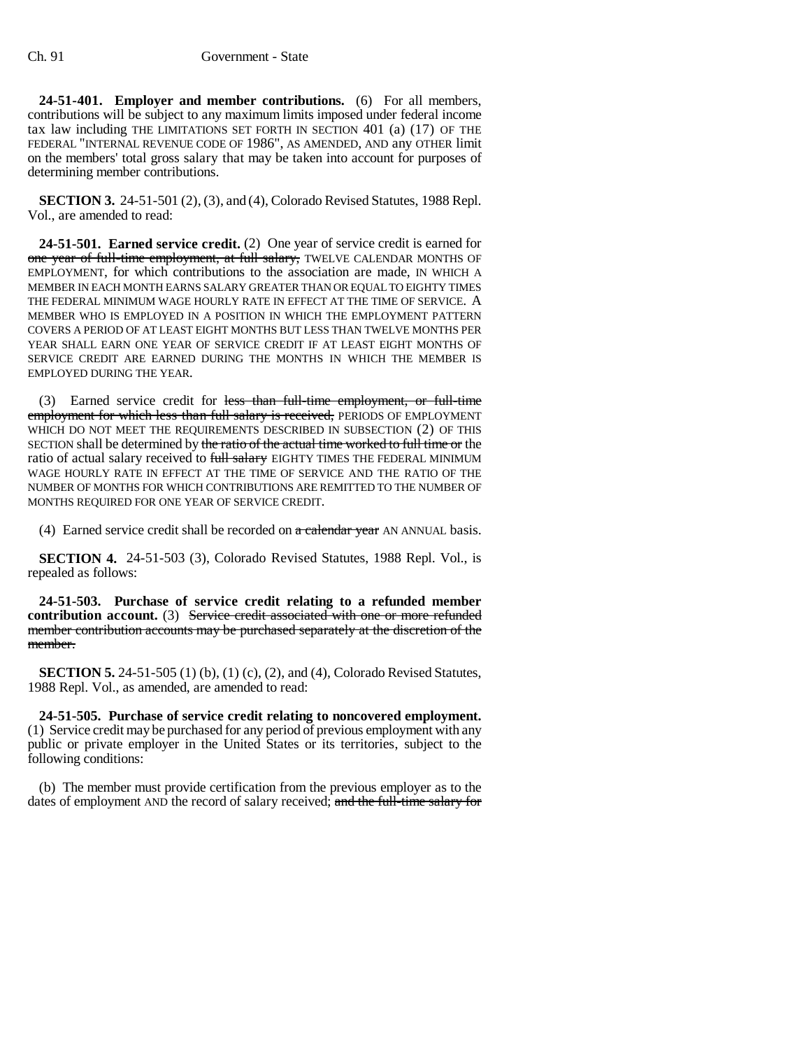**24-51-401. Employer and member contributions.** (6) For all members, contributions will be subject to any maximum limits imposed under federal income tax law including THE LIMITATIONS SET FORTH IN SECTION 401 (a) (17) OF THE FEDERAL "INTERNAL REVENUE CODE OF 1986", AS AMENDED, AND any OTHER limit on the members' total gross salary that may be taken into account for purposes of determining member contributions.

**SECTION 3.** 24-51-501 (2), (3), and (4), Colorado Revised Statutes, 1988 Repl. Vol., are amended to read:

**24-51-501. Earned service credit.** (2) One year of service credit is earned for ~~one year of full-time employment, at full salary,~~ TWELVE CALENDAR MONTHS OF EMPLOYMENT, for which contributions to the association are made, IN WHICH A MEMBER IN EACH MONTH EARNS SALARY GREATER THAN OR EQUAL TO EIGHTY TIMES THE FEDERAL MINIMUM WAGE HOURLY RATE IN EFFECT AT THE TIME OF SERVICE. A MEMBER WHO IS EMPLOYED IN A POSITION IN WHICH THE EMPLOYMENT PATTERN COVERS A PERIOD OF AT LEAST EIGHT MONTHS BUT LESS THAN TWELVE MONTHS PER YEAR SHALL EARN ONE YEAR OF SERVICE CREDIT IF AT LEAST EIGHT MONTHS OF SERVICE CREDIT ARE EARNED DURING THE MONTHS IN WHICH THE MEMBER IS EMPLOYED DURING THE YEAR.

(3) Earned service credit for ~~less than full-time employment, or full-time employment for which less than full salary is received,~~ PERIODS OF EMPLOYMENT WHICH DO NOT MEET THE REQUIREMENTS DESCRIBED IN SUBSECTION (2) OF THIS SECTION shall be determined by ~~the ratio of the actual time worked to full time or~~ the ratio of actual salary received to ~~full salary~~ EIGHTY TIMES THE FEDERAL MINIMUM WAGE HOURLY RATE IN EFFECT AT THE TIME OF SERVICE AND THE RATIO OF THE NUMBER OF MONTHS FOR WHICH CONTRIBUTIONS ARE REMITTED TO THE NUMBER OF MONTHS REQUIRED FOR ONE YEAR OF SERVICE CREDIT.

(4) Earned service credit shall be recorded on ~~a calendar year~~ AN ANNUAL basis.

**SECTION 4.** 24-51-503 (3), Colorado Revised Statutes, 1988 Repl. Vol., is repealed as follows:

**24-51-503. Purchase of service credit relating to a refunded member contribution account.** (3) ~~Service credit associated with one or more refunded member contribution accounts may be purchased separately at the discretion of the member.~~

**SECTION 5.** 24-51-505 (1) (b), (1) (c), (2), and (4), Colorado Revised Statutes, 1988 Repl. Vol., as amended, are amended to read:

**24-51-505. Purchase of service credit relating to noncovered employment.** (1) Service credit may be purchased for any period of previous employment with any public or private employer in the United States or its territories, subject to the following conditions:

(b) The member must provide certification from the previous employer as to the dates of employment AND the record of salary received; ~~and the full-time salary for~~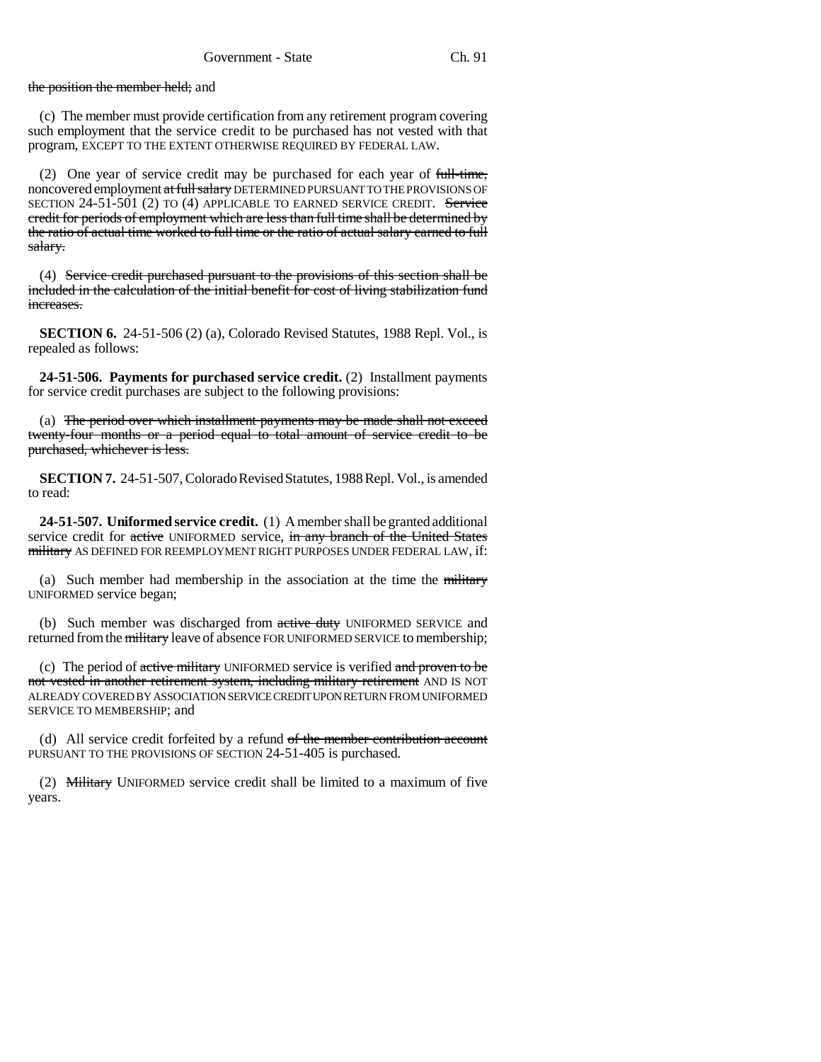~~the position the member held;~~ and

(c) The member must provide certification from any retirement program covering such employment that the service credit to be purchased has not vested with that program, EXCEPT TO THE EXTENT OTHERWISE REQUIRED BY FEDERAL LAW.

(2) One year of service credit may be purchased for each year of ~~full-time,~~ noncovered employment ~~at full salary~~ DETERMINED PURSUANT TO THE PROVISIONS OF SECTION 24-51-501 (2) TO (4) APPLICABLE TO EARNED SERVICE CREDIT. ~~Service credit for periods of employment which are less than full time shall be determined by the ratio of actual time worked to full time or the ratio of actual salary earned to full salary.~~

(4) ~~Service credit purchased pursuant to the provisions of this section shall be included in the calculation of the initial benefit for cost of living stabilization fund increases.~~

**SECTION 6.** 24-51-506 (2) (a), Colorado Revised Statutes, 1988 Repl. Vol., is repealed as follows:

**24-51-506. Payments for purchased service credit.** (2) Installment payments for service credit purchases are subject to the following provisions:

(a) ~~The period over which installment payments may be made shall not exceed twenty-four months or a period equal to total amount of service credit to be purchased, whichever is less.~~

**SECTION 7.** 24-51-507, Colorado Revised Statutes, 1988 Repl. Vol., is amended to read:

**24-51-507. Uniformed service credit.** (1) A member shall be granted additional service credit for ~~active~~ UNIFORMED service, ~~in any branch of the United States military~~ AS DEFINED FOR REEMPLOYMENT RIGHT PURPOSES UNDER FEDERAL LAW, if:

(a) Such member had membership in the association at the time the ~~military~~ UNIFORMED service began;

(b) Such member was discharged from ~~active duty~~ UNIFORMED SERVICE and returned from the ~~military~~ leave of absence FOR UNIFORMED SERVICE to membership;

(c) The period of ~~active military~~ UNIFORMED service is verified ~~and proven to be not vested in another retirement system, including military retirement~~ AND IS NOT ALREADY COVERED BY ASSOCIATION SERVICE CREDIT UPON RETURN FROM UNIFORMED SERVICE TO MEMBERSHIP; and

(d) All service credit forfeited by a refund ~~of the member contribution account~~ PURSUANT TO THE PROVISIONS OF SECTION 24-51-405 is purchased.

(2) ~~Military~~ UNIFORMED service credit shall be limited to a maximum of five years.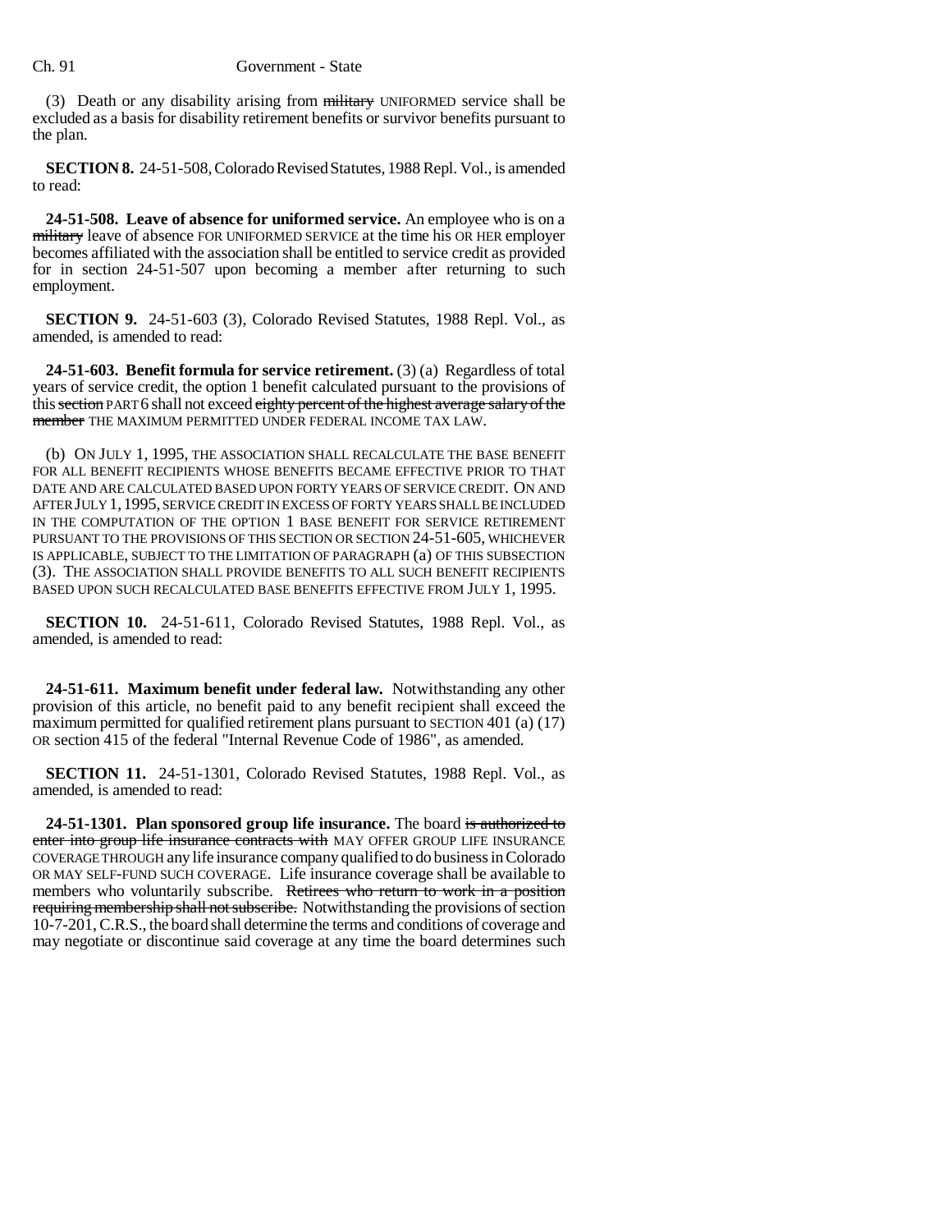(3) Death or any disability arising from ~~military~~ UNIFORMED service shall be excluded as a basis for disability retirement benefits or survivor benefits pursuant to the plan.

**SECTION 8.** 24-51-508, Colorado Revised Statutes, 1988 Repl. Vol., is amended to read:

**24-51-508. Leave of absence for uniformed service.** An employee who is on a ~~military~~ leave of absence FOR UNIFORMED SERVICE at the time his OR HER employer becomes affiliated with the association shall be entitled to service credit as provided for in section 24-51-507 upon becoming a member after returning to such employment.

**SECTION 9.** 24-51-603 (3), Colorado Revised Statutes, 1988 Repl. Vol., as amended, is amended to read:

**24-51-603. Benefit formula for service retirement.** (3) (a) Regardless of total years of service credit, the option 1 benefit calculated pursuant to the provisions of this ~~section~~ PART 6 shall not exceed ~~eighty percent of the highest average salary of the member~~ THE MAXIMUM PERMITTED UNDER FEDERAL INCOME TAX LAW.

(b) ON JULY 1, 1995, THE ASSOCIATION SHALL RECALCULATE THE BASE BENEFIT FOR ALL BENEFIT RECIPIENTS WHOSE BENEFITS BECAME EFFECTIVE PRIOR TO THAT DATE AND ARE CALCULATED BASED UPON FORTY YEARS OF SERVICE CREDIT. ON AND AFTER JULY 1, 1995, SERVICE CREDIT IN EXCESS OF FORTY YEARS SHALL BE INCLUDED IN THE COMPUTATION OF THE OPTION 1 BASE BENEFIT FOR SERVICE RETIREMENT PURSUANT TO THE PROVISIONS OF THIS SECTION OR SECTION 24-51-605, WHICHEVER IS APPLICABLE, SUBJECT TO THE LIMITATION OF PARAGRAPH (a) OF THIS SUBSECTION (3). THE ASSOCIATION SHALL PROVIDE BENEFITS TO ALL SUCH BENEFIT RECIPIENTS BASED UPON SUCH RECALCULATED BASE BENEFITS EFFECTIVE FROM JULY 1, 1995.

**SECTION 10.** 24-51-611, Colorado Revised Statutes, 1988 Repl. Vol., as amended, is amended to read:

**24-51-611. Maximum benefit under federal law.** Notwithstanding any other provision of this article, no benefit paid to any benefit recipient shall exceed the maximum permitted for qualified retirement plans pursuant to SECTION 401 (a) (17) OR section 415 of the federal "Internal Revenue Code of 1986", as amended.

**SECTION 11.** 24-51-1301, Colorado Revised Statutes, 1988 Repl. Vol., as amended, is amended to read:

**24-51-1301. Plan sponsored group life insurance.** The board ~~is authorized to enter into group life insurance contracts with~~ MAY OFFER GROUP LIFE INSURANCE COVERAGE THROUGH any life insurance company qualified to do business in Colorado OR MAY SELF-FUND SUCH COVERAGE. Life insurance coverage shall be available to members who voluntarily subscribe. ~~Retirees who return to work in a position requiring membership shall not subscribe.~~ Notwithstanding the provisions of section 10-7-201, C.R.S., the board shall determine the terms and conditions of coverage and may negotiate or discontinue said coverage at any time the board determines such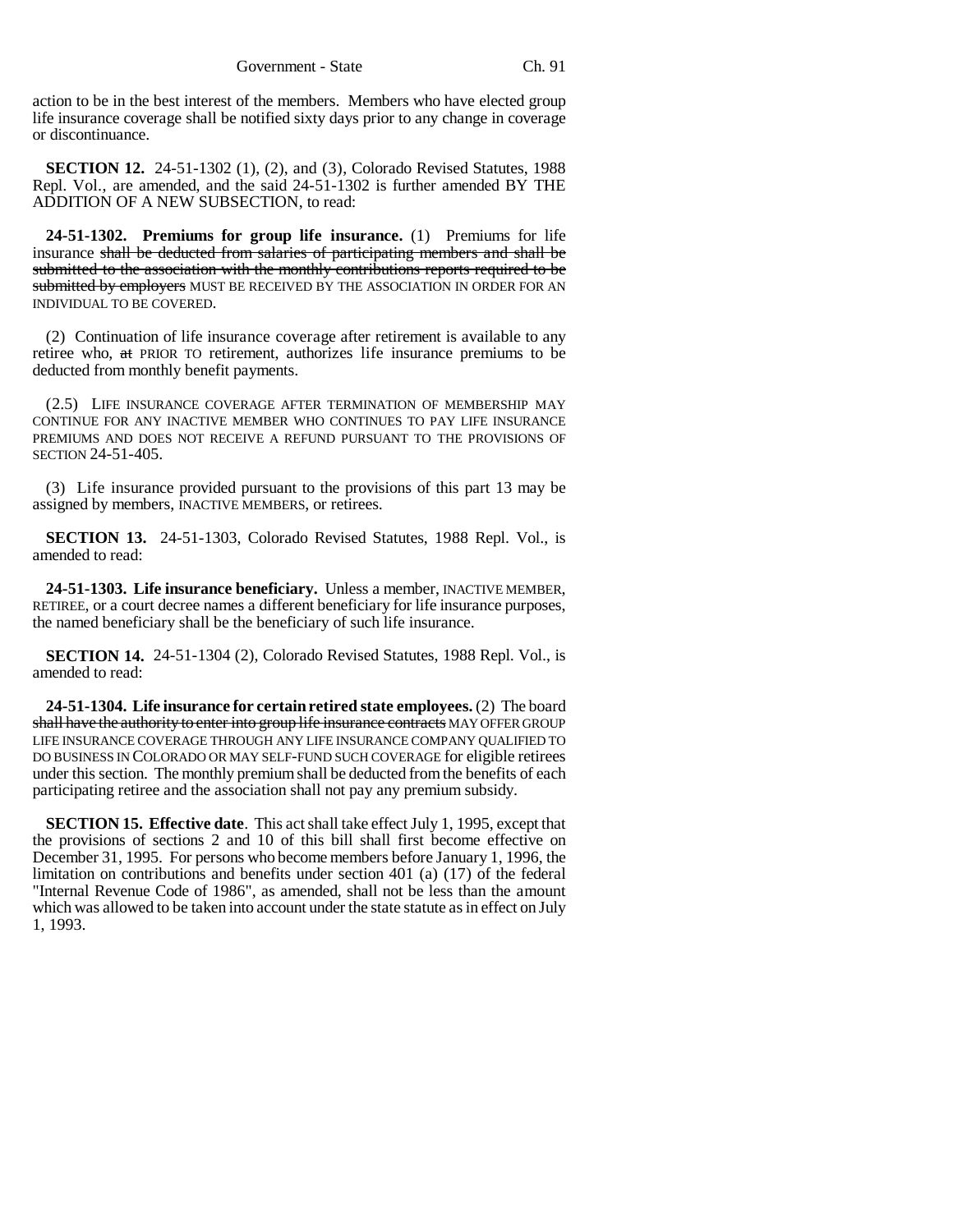action to be in the best interest of the members. Members who have elected group life insurance coverage shall be notified sixty days prior to any change in coverage or discontinuance.

**SECTION 12.** 24-51-1302 (1), (2), and (3), Colorado Revised Statutes, 1988 Repl. Vol., are amended, and the said 24-51-1302 is further amended BY THE ADDITION OF A NEW SUBSECTION, to read:

**24-51-1302. Premiums for group life insurance.** (1) Premiums for life insurance ~~shall be deducted from salaries of participating members and shall be submitted to the association with the monthly contributions reports required to be submitted by employers~~ MUST BE RECEIVED BY THE ASSOCIATION IN ORDER FOR AN INDIVIDUAL TO BE COVERED.

(2) Continuation of life insurance coverage after retirement is available to any retiree who, ~~at~~ PRIOR TO retirement, authorizes life insurance premiums to be deducted from monthly benefit payments.

(2.5) LIFE INSURANCE COVERAGE AFTER TERMINATION OF MEMBERSHIP MAY CONTINUE FOR ANY INACTIVE MEMBER WHO CONTINUES TO PAY LIFE INSURANCE PREMIUMS AND DOES NOT RECEIVE A REFUND PURSUANT TO THE PROVISIONS OF SECTION 24-51-405.

(3) Life insurance provided pursuant to the provisions of this part 13 may be assigned by members, INACTIVE MEMBERS, or retirees.

**SECTION 13.** 24-51-1303, Colorado Revised Statutes, 1988 Repl. Vol., is amended to read:

**24-51-1303. Life insurance beneficiary.** Unless a member, INACTIVE MEMBER, RETIREE, or a court decree names a different beneficiary for life insurance purposes, the named beneficiary shall be the beneficiary of such life insurance.

**SECTION 14.** 24-51-1304 (2), Colorado Revised Statutes, 1988 Repl. Vol., is amended to read:

**24-51-1304. Life insurance for certain retired state employees.** (2) The board ~~shall have the authority to enter into group life insurance contracts~~ MAY OFFER GROUP LIFE INSURANCE COVERAGE THROUGH ANY LIFE INSURANCE COMPANY QUALIFIED TO DO BUSINESS IN COLORADO OR MAY SELF-FUND SUCH COVERAGE for eligible retirees under this section. The monthly premium shall be deducted from the benefits of each participating retiree and the association shall not pay any premium subsidy.

**SECTION 15. Effective date**. This act shall take effect July 1, 1995, except that the provisions of sections 2 and 10 of this bill shall first become effective on December 31, 1995. For persons who become members before January 1, 1996, the limitation on contributions and benefits under section 401 (a) (17) of the federal "Internal Revenue Code of 1986", as amended, shall not be less than the amount which was allowed to be taken into account under the state statute as in effect on July 1, 1993.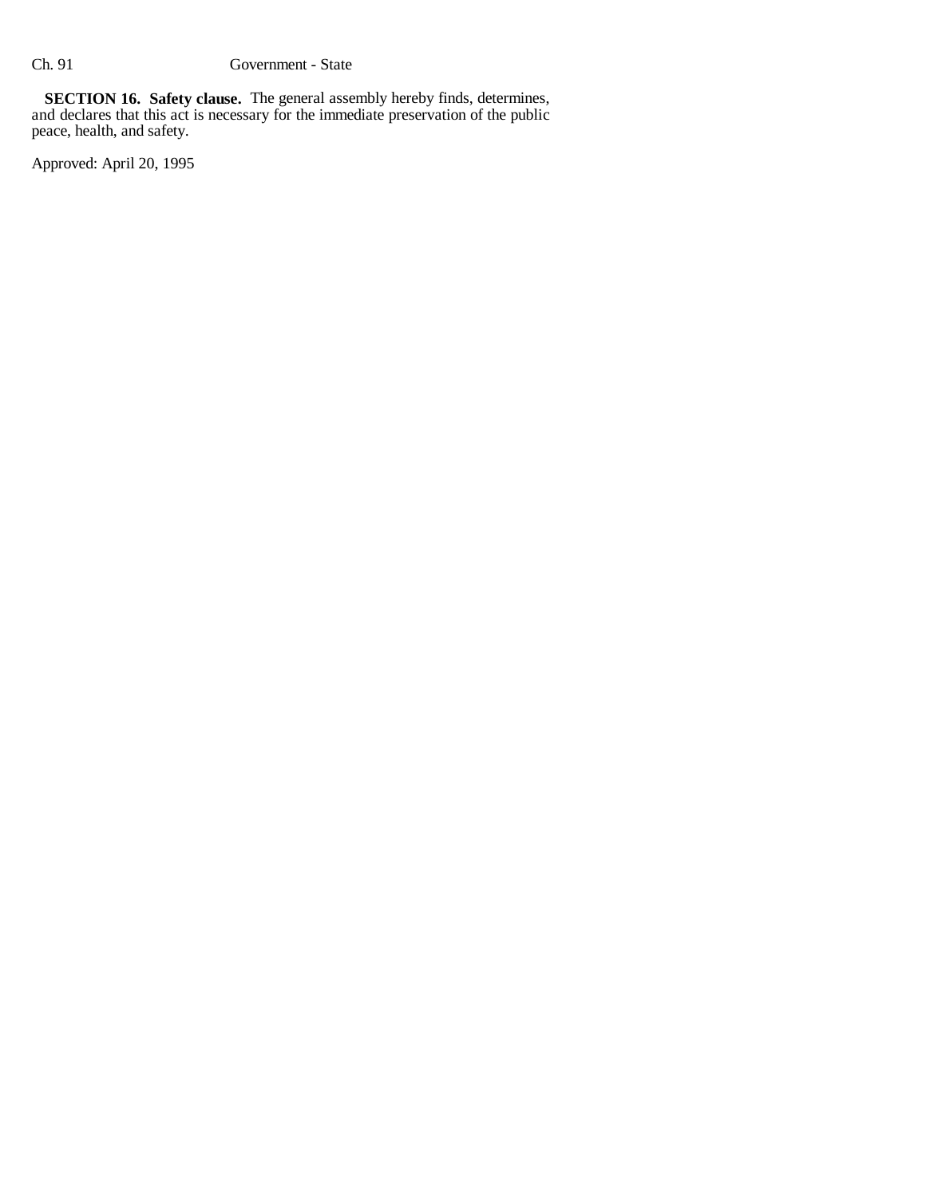**SECTION 16. Safety clause.** The general assembly hereby finds, determines, and declares that this act is necessary for the immediate preservation of the public peace, health, and safety.

Approved: April 20, 1995